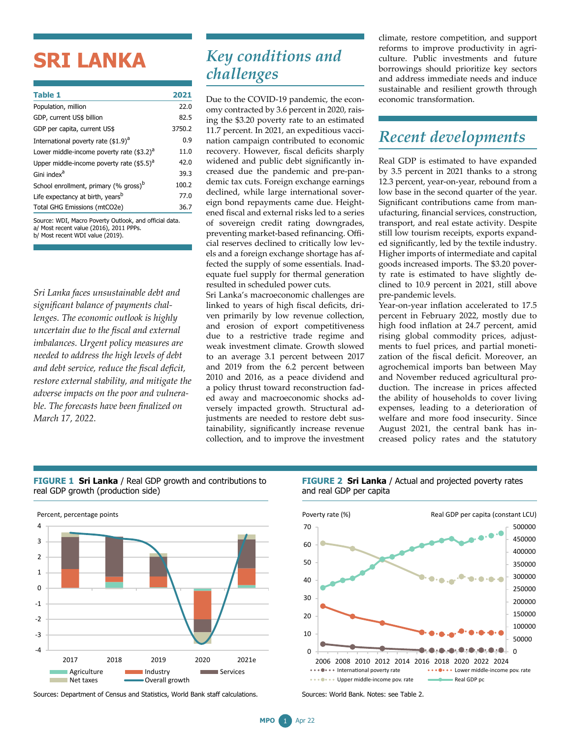# SRI LANKA

| Table 1 | 2021 |
|---|---|
| Population, million | 22.0 |
| GDP, current US$ billion | 82.5 |
| GDP per capita, current US$ | 3750.2 |
| International poverty rate ($1.9)[a] | 0.9 |
| Lower middle-income poverty rate ($3.2)[a] | 11.0 |
| Upper middle-income poverty rate ($5.5)[a] | 42.0 |
| Gini index[a] | 39.3 |
| School enrollment, primary (% gross)[b] | 100.2 |
| Life expectancy at birth, years[b] | 77.0 |
| Total GHG Emissions (mtCO2e) | 36.7 |

Source: WDI, Macro Poverty Outlook, and official data.
a/ Most recent value (2016), 2011 PPPs.
b/ Most recent WDI value (2019).

*Sri Lanka faces unsustainable debt and significant balance of payments challenges. The economic outlook is highly uncertain due to the fiscal and external imbalances. Urgent policy measures are needed to address the high levels of debt and debt service, reduce the fiscal deficit, restore external stability, and mitigate the adverse impacts on the poor and vulnerable. The forecasts have been finalized on March 17, 2022.*

## Key conditions and challenges

Due to the COVID-19 pandemic, the economy contracted by 3.6 percent in 2020, raising the $3.20 poverty rate to an estimated 11.7 percent. In 2021, an expeditious vaccination campaign contributed to economic recovery. However, fiscal deficits sharply widened and public debt significantly increased due the pandemic and pre-pandemic tax cuts. Foreign exchange earnings declined, while large international sovereign bond repayments came due. Heightened fiscal and external risks led to a series of sovereign credit rating downgrades, preventing market-based refinancing. Official reserves declined to critically low levels and a foreign exchange shortage has affected the supply of some essentials. Inadequate fuel supply for thermal generation resulted in scheduled power cuts.

Sri Lanka's macroeconomic challenges are linked to years of high fiscal deficits, driven primarily by low revenue collection, and erosion of export competitiveness due to a restrictive trade regime and weak investment climate. Growth slowed to an average 3.1 percent between 2017 and 2019 from the 6.2 percent between 2010 and 2016, as a peace dividend and a policy thrust toward reconstruction faded away and macroeconomic shocks adversely impacted growth. Structural adjustments are needed to restore debt sustainability, significantly increase revenue collection, and to improve the investment climate, restore competition, and support reforms to improve productivity in agriculture. Public investments and future borrowings should prioritize key sectors and address immediate needs and induce sustainable and resilient growth through economic transformation.

## Recent developments

Real GDP is estimated to have expanded by 3.5 percent in 2021 thanks to a strong 12.3 percent, year-on-year, rebound from a low base in the second quarter of the year. Significant contributions came from manufacturing, financial services, construction, transport, and real estate activity. Despite still low tourism receipts, exports expanded significantly, led by the textile industry. Higher imports of intermediate and capital goods increased imports. The $3.20 poverty rate is estimated to have slightly declined to 10.9 percent in 2021, still above pre-pandemic levels.

Year-on-year inflation accelerated to 17.5 percent in February 2022, mostly due to high food inflation at 24.7 percent, amid rising global commodity prices, adjustments to fuel prices, and partial monetization of the fiscal deficit. Moreover, an agrochemical imports ban between May and November reduced agricultural production. The increase in prices affected the ability of households to cover living expenses, leading to a deterioration of welfare and more food insecurity. Since August 2021, the central bank has increased policy rates and the statutory

**FIGURE 1 Sri Lanka** / Real GDP growth and contributions to real GDP growth (production side)

Sources: Department of Census and Statistics, World Bank staff calculations.

**FIGURE 2 Sri Lanka** / Actual and projected poverty rates and real GDP per capita

Sources: World Bank. Notes: see Table 2.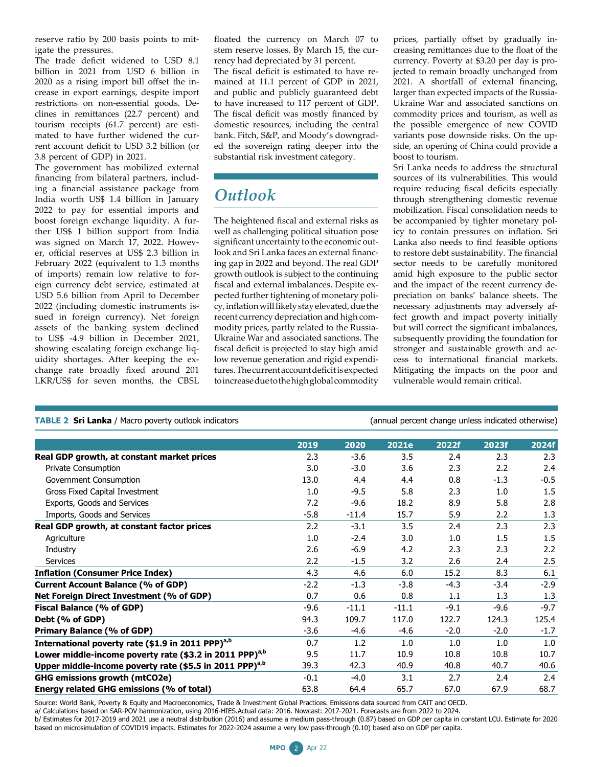reserve ratio by 200 basis points to mitigate the pressures.

The trade deficit widened to USD 8.1 billion in 2021 from USD 6 billion in 2020 as a rising import bill offset the increase in export earnings, despite import restrictions on non-essential goods. Declines in remittances (22.7 percent) and tourism receipts (61.7 percent) are estimated to have further widened the current account deficit to USD 3.2 billion (or 3.8 percent of GDP) in 2021.

The government has mobilized external financing from bilateral partners, including a financial assistance package from India worth US$ 1.4 billion in January 2022 to pay for essential imports and boost foreign exchange liquidity. A further US$ 1 billion support from India was signed on March 17, 2022. However, official reserves at US$ 2.3 billion in February 2022 (equivalent to 1.3 months of imports) remain low relative to foreign currency debt service, estimated at USD 5.6 billion from April to December 2022 (including domestic instruments issued in foreign currency). Net foreign assets of the banking system declined to US$ -4.9 billion in December 2021, showing escalating foreign exchange liquidity shortages. After keeping the exchange rate broadly fixed around 201 LKR/US$ for seven months, the CBSL floated the currency on March 07 to stem reserve losses. By March 15, the currency had depreciated by 31 percent.

The fiscal deficit is estimated to have remained at 11.1 percent of GDP in 2021, and public and publicly guaranteed debt to have increased to 117 percent of GDP. The fiscal deficit was mostly financed by domestic resources, including the central bank. Fitch, S&P, and Moody's downgraded the sovereign rating deeper into the substantial risk investment category.

## Outlook

The heightened fiscal and external risks as well as challenging political situation pose significant uncertainty to the economic outlook and Sri Lanka faces an external financing gap in 2022 and beyond. The real GDP growth outlook is subject to the continuing fiscal and external imbalances. Despite expected further tightening of monetary policy, inflation will likely stay elevated, due the recent currency depreciation and high commodity prices, partly related to the Russia-Ukraine War and associated sanctions. The fiscal deficit is projected to stay high amid low revenue generation and rigid expenditures. The current account deficit is expected to increase due to the high global commodity prices, partially offset by gradually increasing remittances due to the float of the currency. Poverty at $3.20 per day is projected to remain broadly unchanged from 2021. A shortfall of external financing, larger than expected impacts of the Russia-Ukraine War and associated sanctions on commodity prices and tourism, as well as the possible emergence of new COVID variants pose downside risks. On the upside, an opening of China could provide a boost to tourism.

Sri Lanka needs to address the structural sources of its vulnerabilities. This would require reducing fiscal deficits especially through strengthening domestic revenue mobilization. Fiscal consolidation needs to be accompanied by tighter monetary policy to contain pressures on inflation. Sri Lanka also needs to find feasible options to restore debt sustainability. The financial sector needs to be carefully monitored amid high exposure to the public sector and the impact of the recent currency depreciation on banks' balance sheets. The necessary adjustments may adversely affect growth and impact poverty initially but will correct the significant imbalances, subsequently providing the foundation for stronger and sustainable growth and access to international financial markets. Mitigating the impacts on the poor and vulnerable would remain critical.

**TABLE 2 Sri Lanka** / Macro poverty outlook indicators (annual percent change unless indicated otherwise)

| | 2019 | 2020 | 2021e | 2022f | 2023f | 2024f |
|---|---|---|---|---|---|---|
| **Real GDP growth, at constant market prices** | 2.3 | -3.6 | 3.5 | 2.4 | 2.3 | 2.3 |
| Private Consumption | 3.0 | -3.0 | 3.6 | 2.3 | 2.2 | 2.4 |
| Government Consumption | 13.0 | 4.4 | 4.4 | 0.8 | -1.3 | -0.5 |
| Gross Fixed Capital Investment | 1.0 | -9.5 | 5.8 | 2.3 | 1.0 | 1.5 |
| Exports, Goods and Services | 7.2 | -9.6 | 18.2 | 8.9 | 5.8 | 2.8 |
| Imports, Goods and Services | -5.8 | -11.4 | 15.7 | 5.9 | 2.2 | 1.3 |
| **Real GDP growth, at constant factor prices** | 2.2 | -3.1 | 3.5 | 2.4 | 2.3 | 2.3 |
| Agriculture | 1.0 | -2.4 | 3.0 | 1.0 | 1.5 | 1.5 |
| Industry | 2.6 | -6.9 | 4.2 | 2.3 | 2.3 | 2.2 |
| Services | 2.2 | -1.5 | 3.2 | 2.6 | 2.4 | 2.5 |
| **Inflation (Consumer Price Index)** | 4.3 | 4.6 | 6.0 | 15.2 | 8.3 | 6.1 |
| **Current Account Balance (% of GDP)** | -2.2 | -1.3 | -3.8 | -4.3 | -3.4 | -2.9 |
| **Net Foreign Direct Investment (% of GDP)** | 0.7 | 0.6 | 0.8 | 1.1 | 1.3 | 1.3 |
| **Fiscal Balance (% of GDP)** | -9.6 | -11.1 | -11.1 | -9.1 | -9.6 | -9.7 |
| **Debt (% of GDP)** | 94.3 | 109.7 | 117.0 | 122.7 | 124.3 | 125.4 |
| **Primary Balance (% of GDP)** | -3.6 | -4.6 | -4.6 | -2.0 | -2.0 | -1.7 |
| **International poverty rate ($1.9 in 2011 PPP)[a,b]** | 0.7 | 1.2 | 1.0 | 1.0 | 1.0 | 1.0 |
| **Lower middle-income poverty rate ($3.2 in 2011 PPP)[a,b]** | 9.5 | 11.7 | 10.9 | 10.8 | 10.8 | 10.7 |
| **Upper middle-income poverty rate ($5.5 in 2011 PPP)[a,b]** | 39.3 | 42.3 | 40.9 | 40.8 | 40.7 | 40.6 |
| **GHG emissions growth (mtCO2e)** | -0.1 | -4.0 | 3.1 | 2.7 | 2.4 | 2.4 |
| **Energy related GHG emissions (% of total)** | 63.8 | 64.4 | 65.7 | 67.0 | 67.9 | 68.7 |

Source: World Bank, Poverty & Equity and Macroeconomics, Trade & Investment Global Practices. Emissions data sourced from CAIT and OECD.
a/ Calculations based on SAR-POV harmonization, using 2016-HIES.Actual data: 2016. Nowcast: 2017-2021. Forecasts are from 2022 to 2024.
b/ Estimates for 2017-2019 and 2021 use a neutral distribution (2016) and assume a medium pass-through (0.87) based on GDP per capita in constant LCU. Estimate for 2020 based on microsimulation of COVID19 impacts. Estimates for 2022-2024 assume a very low pass-through (0.10) based also on GDP per capita.